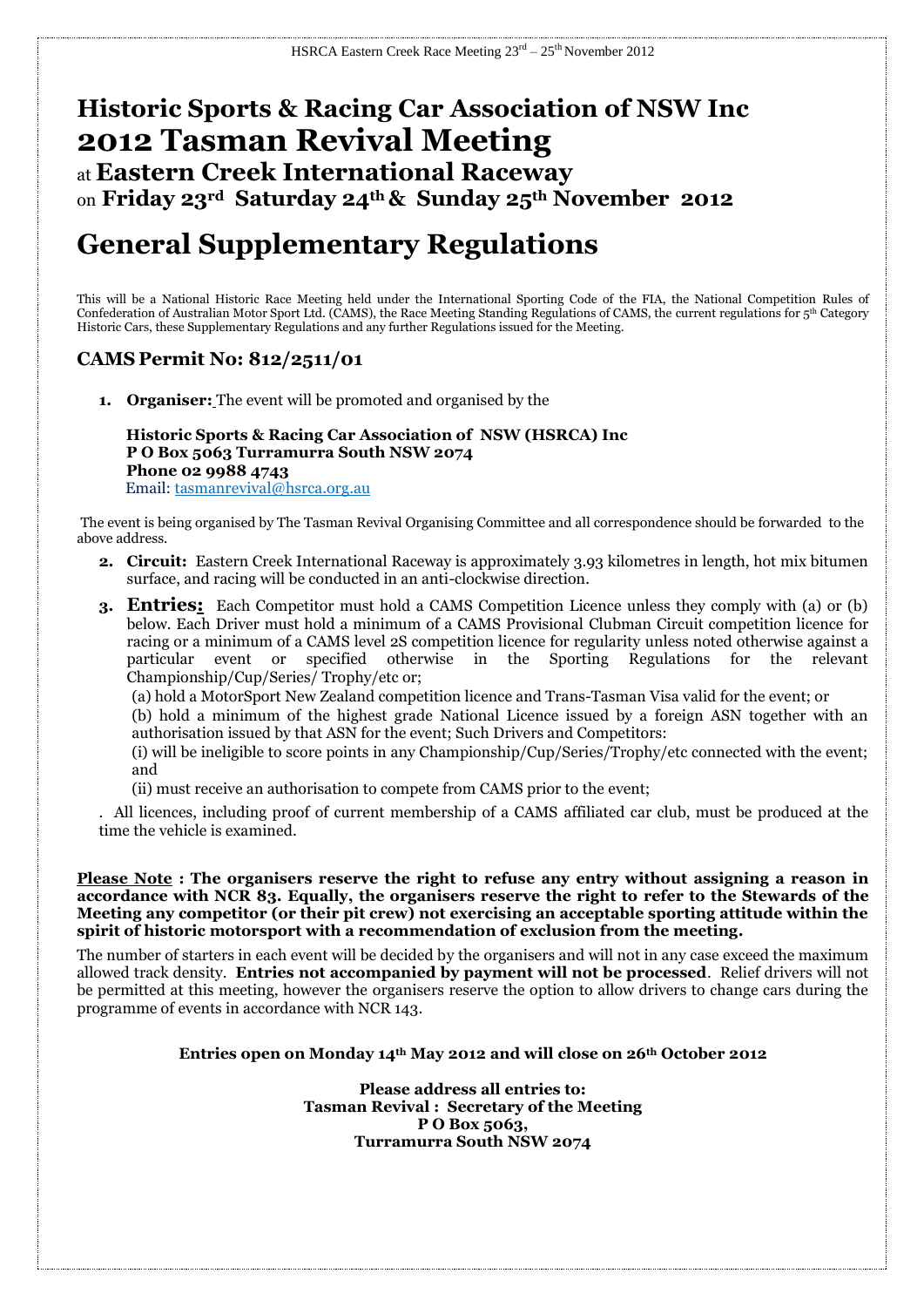# Historic Sports & Racing Car Association of NSW Inc

# 2012 Tasman Revival Meeting

## at **Eastern Creek International Raceway**

## on **Friday 23rd Saturday 24th & Sunday 25th November 2012**

# General Supplementary Regulations

This will be a National Historic Race Meeting held under the International Sporting Code of the FIA, the National Competition Rules of Confederation of Australian Motor Sport Ltd. (CAMS), the Race Meeting Standing Regulations of CAMS, the current regulations for 5th Category Historic Cars, these Supplementary Regulations and any further Regulations issued for the Meeting.

### CAMS Permit No: 812/2511/01

1. **Organiser:** The event will be promoted and organised by the

   **Historic Sports & Racing Car Association of NSW (HSRCA) Inc**
   **P O Box 5063 Turramurra South NSW 2074**
   **Phone 02 9988 4743**
   Email: tasmanrevival@hsrca.org.au

The event is being organised by The Tasman Revival Organising Committee and all correspondence should be forwarded to the above address.

2. **Circuit:** Eastern Creek International Raceway is approximately 3.93 kilometres in length, hot mix bitumen surface, and racing will be conducted in an anti-clockwise direction.

3. **Entries:** Each Competitor must hold a CAMS Competition Licence unless they comply with (a) or (b) below. Each Driver must hold a minimum of a CAMS Provisional Clubman Circuit competition licence for racing or a minimum of a CAMS level 2S competition licence for regularity unless noted otherwise against a particular event or specified otherwise in the Sporting Regulations for the relevant Championship/Cup/Series/ Trophy/etc or;

   (a) hold a MotorSport New Zealand competition licence and Trans-Tasman Visa valid for the event; or

   (b) hold a minimum of the highest grade National Licence issued by a foreign ASN together with an authorisation issued by that ASN for the event; Such Drivers and Competitors:

   (i) will be ineligible to score points in any Championship/Cup/Series/Trophy/etc connected with the event; and

   (ii) must receive an authorisation to compete from CAMS prior to the event;

   . All licences, including proof of current membership of a CAMS affiliated car club, must be produced at the time the vehicle is examined.

**Please Note : The organisers reserve the right to refuse any entry without assigning a reason in accordance with NCR 83. Equally, the organisers reserve the right to refer to the Stewards of the Meeting any competitor (or their pit crew) not exercising an acceptable sporting attitude within the spirit of historic motorsport with a recommendation of exclusion from the meeting.**

The number of starters in each event will be decided by the organisers and will not in any case exceed the maximum allowed track density. **Entries not accompanied by payment will not be processed**. Relief drivers will not be permitted at this meeting, however the organisers reserve the option to allow drivers to change cars during the programme of events in accordance with NCR 143.

**Entries open on Monday 14th May 2012 and will close on 26th October 2012**

**Please address all entries to:**
**Tasman Revival : Secretary of the Meeting**
**P O Box 5063,**
**Turramurra South NSW 2074**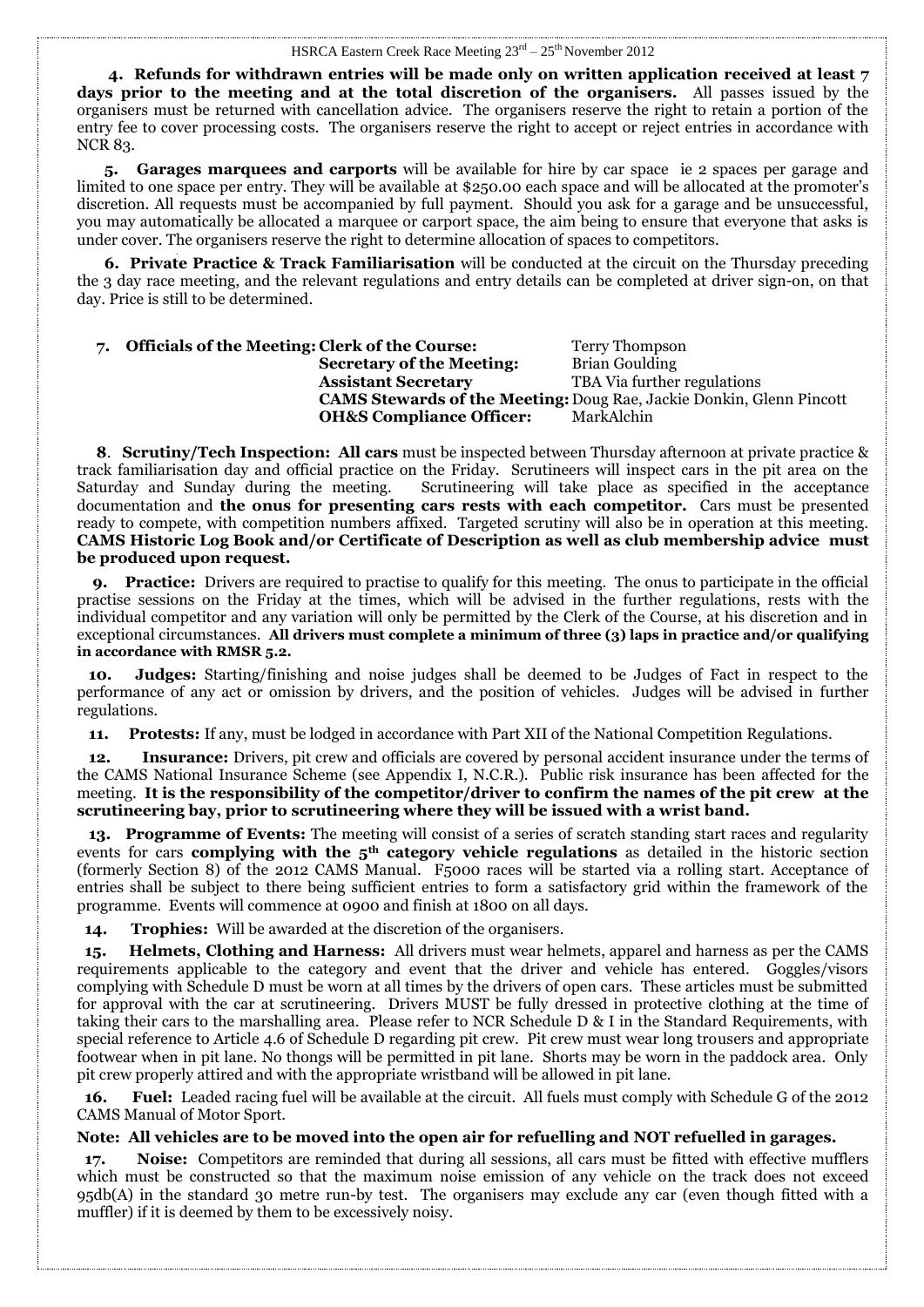**4. Refunds for withdrawn entries will be made only on written application received at least 7 days prior to the meeting and at the total discretion of the organisers.** All passes issued by the organisers must be returned with cancellation advice. The organisers reserve the right to retain a portion of the entry fee to cover processing costs. The organisers reserve the right to accept or reject entries in accordance with NCR 83.

**5. Garages marquees and carports** will be available for hire by car space ie 2 spaces per garage and limited to one space per entry. They will be available at $250.00 each space and will be allocated at the promoter's discretion. All requests must be accompanied by full payment. Should you ask for a garage and be unsuccessful, you may automatically be allocated a marquee or carport space, the aim being to ensure that everyone that asks is under cover. The organisers reserve the right to determine allocation of spaces to competitors.

**6. Private Practice & Track Familiarisation** will be conducted at the circuit on the Thursday preceding the 3 day race meeting, and the relevant regulations and entry details can be completed at driver sign-on, on that day. Price is still to be determined.

**7. Officials of the Meeting:**

| | |
|---|---|
| **Clerk of the Course:** | Terry Thompson |
| **Secretary of the Meeting:** | Brian Goulding |
| **Assistant Secretary** | TBA Via further regulations |
| **CAMS Stewards of the Meeting:** | Doug Rae, Jackie Donkin, Glenn Pincott |
| **OH&S Compliance Officer:** | MarkAlchin |

**8. Scrutiny/Tech Inspection: All cars** must be inspected between Thursday afternoon at private practice & track familiarisation day and official practice on the Friday. Scrutineers will inspect cars in the pit area on the Saturday and Sunday during the meeting. Scrutineering will take place as specified in the acceptance documentation and **the onus for presenting cars rests with each competitor.** Cars must be presented ready to compete, with competition numbers affixed. Targeted scrutiny will also be in operation at this meeting. **CAMS Historic Log Book and/or Certificate of Description as well as club membership advice must be produced upon request.**

**9. Practice:** Drivers are required to practise to qualify for this meeting. The onus to participate in the official practise sessions on the Friday at the times, which will be advised in the further regulations, rests with the individual competitor and any variation will only be permitted by the Clerk of the Course, at his discretion and in exceptional circumstances. **All drivers must complete a minimum of three (3) laps in practice and/or qualifying in accordance with RMSR 5.2.**

**10. Judges:** Starting/finishing and noise judges shall be deemed to be Judges of Fact in respect to the performance of any act or omission by drivers, and the position of vehicles. Judges will be advised in further regulations.

**11. Protests:** If any, must be lodged in accordance with Part XII of the National Competition Regulations.

**12. Insurance:** Drivers, pit crew and officials are covered by personal accident insurance under the terms of the CAMS National Insurance Scheme (see Appendix I, N.C.R.). Public risk insurance has been affected for the meeting. **It is the responsibility of the competitor/driver to confirm the names of the pit crew at the scrutineering bay, prior to scrutineering where they will be issued with a wrist band.**

**13. Programme of Events:** The meeting will consist of a series of scratch standing start races and regularity events for cars **complying with the 5th category vehicle regulations** as detailed in the historic section (formerly Section 8) of the 2012 CAMS Manual. F5000 races will be started via a rolling start. Acceptance of entries shall be subject to there being sufficient entries to form a satisfactory grid within the framework of the programme. Events will commence at 0900 and finish at 1800 on all days.

**14. Trophies:** Will be awarded at the discretion of the organisers.

**15. Helmets, Clothing and Harness:** All drivers must wear helmets, apparel and harness as per the CAMS requirements applicable to the category and event that the driver and vehicle has entered. Goggles/visors complying with Schedule D must be worn at all times by the drivers of open cars. These articles must be submitted for approval with the car at scrutineering. Drivers MUST be fully dressed in protective clothing at the time of taking their cars to the marshalling area. Please refer to NCR Schedule D & I in the Standard Requirements, with special reference to Article 4.6 of Schedule D regarding pit crew. Pit crew must wear long trousers and appropriate footwear when in pit lane. No thongs will be permitted in pit lane. Shorts may be worn in the paddock area. Only pit crew properly attired and with the appropriate wristband will be allowed in pit lane.

**16. Fuel:** Leaded racing fuel will be available at the circuit. All fuels must comply with Schedule G of the 2012 CAMS Manual of Motor Sport.

**Note: All vehicles are to be moved into the open air for refuelling and NOT refuelled in garages.**

**17. Noise:** Competitors are reminded that during all sessions, all cars must be fitted with effective mufflers which must be constructed so that the maximum noise emission of any vehicle on the track does not exceed 95db(A) in the standard 30 metre run-by test. The organisers may exclude any car (even though fitted with a muffler) if it is deemed by them to be excessively noisy.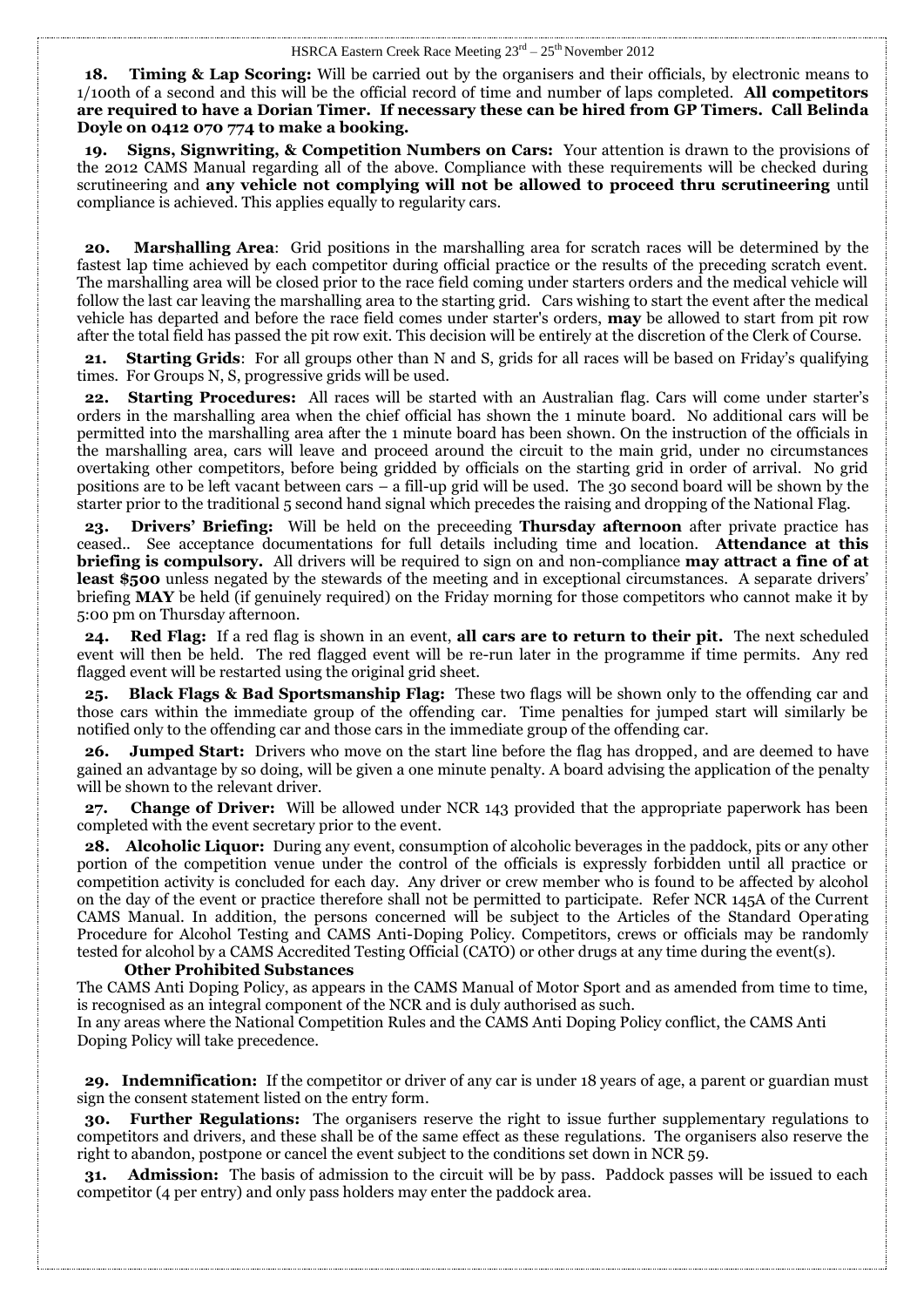**18. Timing & Lap Scoring:** Will be carried out by the organisers and their officials, by electronic means to 1/100th of a second and this will be the official record of time and number of laps completed. **All competitors are required to have a Dorian Timer. If necessary these can be hired from GP Timers. Call Belinda Doyle on 0412 070 774 to make a booking.**

**19. Signs, Signwriting, & Competition Numbers on Cars:** Your attention is drawn to the provisions of the 2012 CAMS Manual regarding all of the above. Compliance with these requirements will be checked during scrutineering and **any vehicle not complying will not be allowed to proceed thru scrutineering** until compliance is achieved. This applies equally to regularity cars.

**20. Marshalling Area**: Grid positions in the marshalling area for scratch races will be determined by the fastest lap time achieved by each competitor during official practice or the results of the preceding scratch event. The marshalling area will be closed prior to the race field coming under starters orders and the medical vehicle will follow the last car leaving the marshalling area to the starting grid. Cars wishing to start the event after the medical vehicle has departed and before the race field comes under starter's orders, **may** be allowed to start from pit row after the total field has passed the pit row exit. This decision will be entirely at the discretion of the Clerk of Course.

**21. Starting Grids**: For all groups other than N and S, grids for all races will be based on Friday's qualifying times. For Groups N, S, progressive grids will be used.

**22. Starting Procedures:** All races will be started with an Australian flag. Cars will come under starter's orders in the marshalling area when the chief official has shown the 1 minute board. No additional cars will be permitted into the marshalling area after the 1 minute board has been shown. On the instruction of the officials in the marshalling area, cars will leave and proceed around the circuit to the main grid, under no circumstances overtaking other competitors, before being gridded by officials on the starting grid in order of arrival. No grid positions are to be left vacant between cars – a fill-up grid will be used. The 30 second board will be shown by the starter prior to the traditional 5 second hand signal which precedes the raising and dropping of the National Flag.

**23. Drivers' Briefing:** Will be held on the preceeding **Thursday afternoon** after private practice has ceased.. See acceptance documentations for full details including time and location. **Attendance at this briefing is compulsory.** All drivers will be required to sign on and non-compliance **may attract a fine of at least $500** unless negated by the stewards of the meeting and in exceptional circumstances. A separate drivers' briefing **MAY** be held (if genuinely required) on the Friday morning for those competitors who cannot make it by 5:00 pm on Thursday afternoon.

**24. Red Flag:** If a red flag is shown in an event, **all cars are to return to their pit.** The next scheduled event will then be held. The red flagged event will be re-run later in the programme if time permits. Any red flagged event will be restarted using the original grid sheet.

**25. Black Flags & Bad Sportsmanship Flag:** These two flags will be shown only to the offending car and those cars within the immediate group of the offending car. Time penalties for jumped start will similarly be notified only to the offending car and those cars in the immediate group of the offending car.

**26. Jumped Start:** Drivers who move on the start line before the flag has dropped, and are deemed to have gained an advantage by so doing, will be given a one minute penalty. A board advising the application of the penalty will be shown to the relevant driver.

**27. Change of Driver:** Will be allowed under NCR 143 provided that the appropriate paperwork has been completed with the event secretary prior to the event.

**28. Alcoholic Liquor:** During any event, consumption of alcoholic beverages in the paddock, pits or any other portion of the competition venue under the control of the officials is expressly forbidden until all practice or competition activity is concluded for each day. Any driver or crew member who is found to be affected by alcohol on the day of the event or practice therefore shall not be permitted to participate. Refer NCR 145A of the Current CAMS Manual. In addition, the persons concerned will be subject to the Articles of the Standard Operating Procedure for Alcohol Testing and CAMS Anti-Doping Policy. Competitors, crews or officials may be randomly tested for alcohol by a CAMS Accredited Testing Official (CATO) or other drugs at any time during the event(s).

**Other Prohibited Substances**

The CAMS Anti Doping Policy, as appears in the CAMS Manual of Motor Sport and as amended from time to time, is recognised as an integral component of the NCR and is duly authorised as such.
In any areas where the National Competition Rules and the CAMS Anti Doping Policy conflict, the CAMS Anti Doping Policy will take precedence.

**29. Indemnification:** If the competitor or driver of any car is under 18 years of age, a parent or guardian must sign the consent statement listed on the entry form.

**30. Further Regulations:** The organisers reserve the right to issue further supplementary regulations to competitors and drivers, and these shall be of the same effect as these regulations. The organisers also reserve the right to abandon, postpone or cancel the event subject to the conditions set down in NCR 59.

**31. Admission:** The basis of admission to the circuit will be by pass. Paddock passes will be issued to each competitor (4 per entry) and only pass holders may enter the paddock area.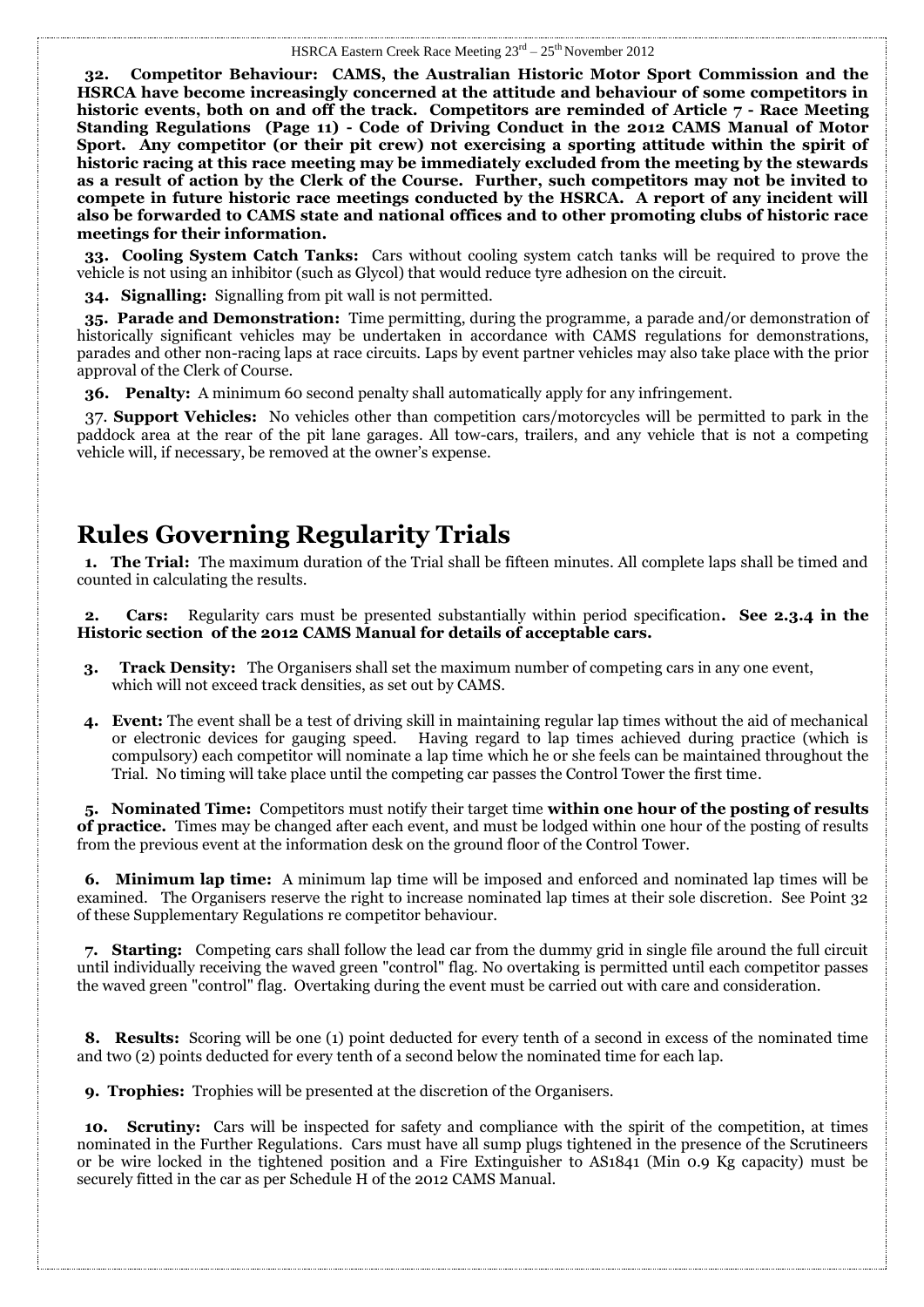**32. Competitor Behaviour: CAMS, the Australian Historic Motor Sport Commission and the HSRCA have become increasingly concerned at the attitude and behaviour of some competitors in historic events, both on and off the track. Competitors are reminded of Article 7 - Race Meeting Standing Regulations (Page 11) - Code of Driving Conduct in the 2012 CAMS Manual of Motor Sport. Any competitor (or their pit crew) not exercising a sporting attitude within the spirit of historic racing at this race meeting may be immediately excluded from the meeting by the stewards as a result of action by the Clerk of the Course. Further, such competitors may not be invited to compete in future historic race meetings conducted by the HSRCA. A report of any incident will also be forwarded to CAMS state and national offices and to other promoting clubs of historic race meetings for their information.**

**33. Cooling System Catch Tanks:** Cars without cooling system catch tanks will be required to prove the vehicle is not using an inhibitor (such as Glycol) that would reduce tyre adhesion on the circuit.

**34. Signalling:** Signalling from pit wall is not permitted.

**35. Parade and Demonstration:** Time permitting, during the programme, a parade and/or demonstration of historically significant vehicles may be undertaken in accordance with CAMS regulations for demonstrations, parades and other non-racing laps at race circuits. Laps by event partner vehicles may also take place with the prior approval of the Clerk of Course.

**36. Penalty:** A minimum 60 second penalty shall automatically apply for any infringement.

37. **Support Vehicles:** No vehicles other than competition cars/motorcycles will be permitted to park in the paddock area at the rear of the pit lane garages. All tow-cars, trailers, and any vehicle that is not a competing vehicle will, if necessary, be removed at the owner's expense.

# Rules Governing Regularity Trials

**1. The Trial:** The maximum duration of the Trial shall be fifteen minutes. All complete laps shall be timed and counted in calculating the results.

**2. Cars:** Regularity cars must be presented substantially within period specification**. See 2.3.4 in the Historic section of the 2012 CAMS Manual for details of acceptable cars.**

**3. Track Density:** The Organisers shall set the maximum number of competing cars in any one event, which will not exceed track densities, as set out by CAMS.

**4. Event:** The event shall be a test of driving skill in maintaining regular lap times without the aid of mechanical or electronic devices for gauging speed. Having regard to lap times achieved during practice (which is compulsory) each competitor will nominate a lap time which he or she feels can be maintained throughout the Trial. No timing will take place until the competing car passes the Control Tower the first time.

**5. Nominated Time:** Competitors must notify their target time **within one hour of the posting of results of practice.** Times may be changed after each event, and must be lodged within one hour of the posting of results from the previous event at the information desk on the ground floor of the Control Tower.

**6. Minimum lap time:** A minimum lap time will be imposed and enforced and nominated lap times will be examined. The Organisers reserve the right to increase nominated lap times at their sole discretion. See Point 32 of these Supplementary Regulations re competitor behaviour.

**7. Starting:** Competing cars shall follow the lead car from the dummy grid in single file around the full circuit until individually receiving the waved green "control" flag. No overtaking is permitted until each competitor passes the waved green "control" flag. Overtaking during the event must be carried out with care and consideration.

**8. Results:** Scoring will be one (1) point deducted for every tenth of a second in excess of the nominated time and two (2) points deducted for every tenth of a second below the nominated time for each lap.

**9. Trophies:** Trophies will be presented at the discretion of the Organisers.

**10. Scrutiny:** Cars will be inspected for safety and compliance with the spirit of the competition, at times nominated in the Further Regulations. Cars must have all sump plugs tightened in the presence of the Scrutineers or be wire locked in the tightened position and a Fire Extinguisher to AS1841 (Min 0.9 Kg capacity) must be securely fitted in the car as per Schedule H of the 2012 CAMS Manual.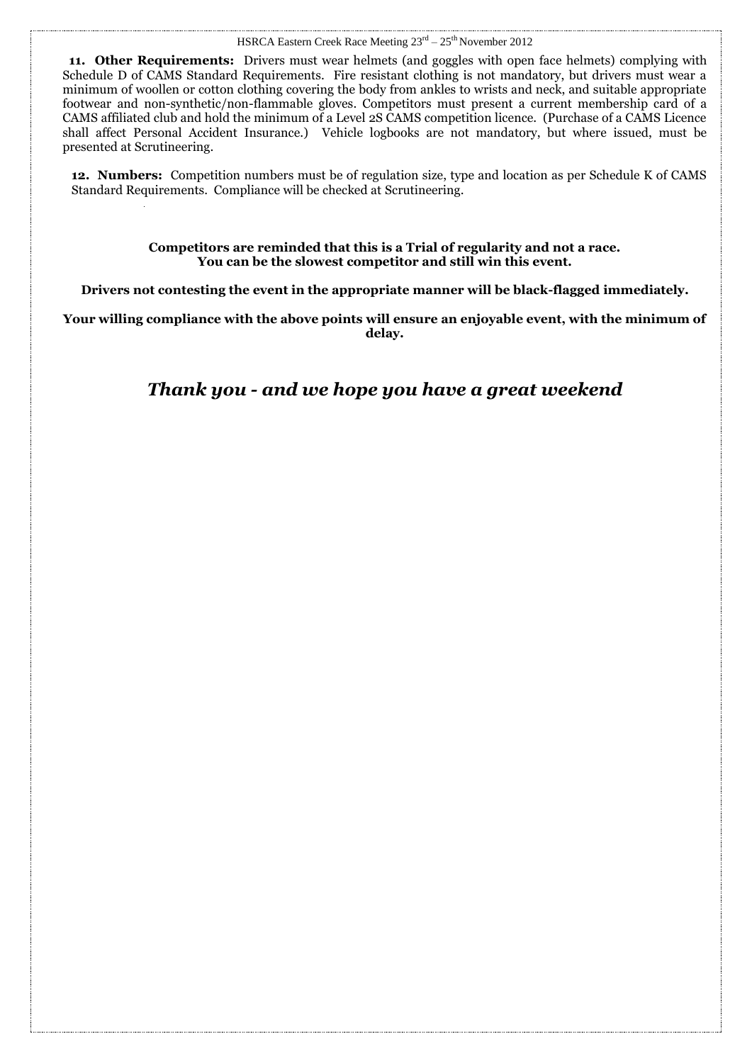**11. Other Requirements:** Drivers must wear helmets (and goggles with open face helmets) complying with Schedule D of CAMS Standard Requirements. Fire resistant clothing is not mandatory, but drivers must wear a minimum of woollen or cotton clothing covering the body from ankles to wrists and neck, and suitable appropriate footwear and non-synthetic/non-flammable gloves. Competitors must present a current membership card of a CAMS affiliated club and hold the minimum of a Level 2S CAMS competition licence. (Purchase of a CAMS Licence shall affect Personal Accident Insurance.) Vehicle logbooks are not mandatory, but where issued, must be presented at Scrutineering.

**12. Numbers:** Competition numbers must be of regulation size, type and location as per Schedule K of CAMS Standard Requirements. Compliance will be checked at Scrutineering.

**Competitors are reminded that this is a Trial of regularity and not a race.**
**You can be the slowest competitor and still win this event.**

**Drivers not contesting the event in the appropriate manner will be black-flagged immediately.**

**Your willing compliance with the above points will ensure an enjoyable event, with the minimum of delay.**

## *Thank you - and we hope you have a great weekend*